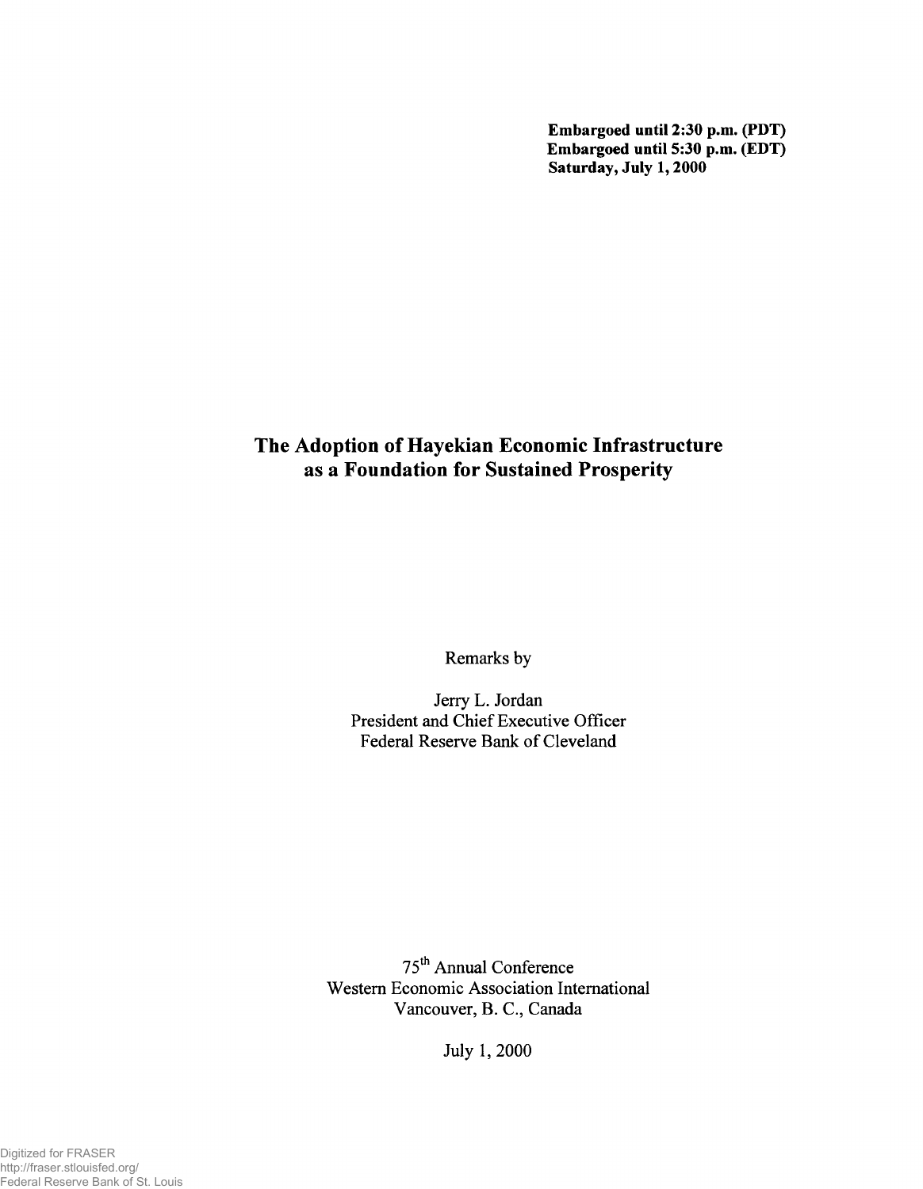**Embargoed until 2:30 p.m. (PDT)**
**Embargoed until 5:30 p.m. (EDT)**
**Saturday, July 1, 2000**

# The Adoption of Hayekian Economic Infrastructure as a Foundation for Sustained Prosperity

Remarks by

Jerry L. Jordan
President and Chief Executive Officer
Federal Reserve Bank of Cleveland

75th Annual Conference
Western Economic Association International
Vancouver, B. C., Canada

July 1, 2000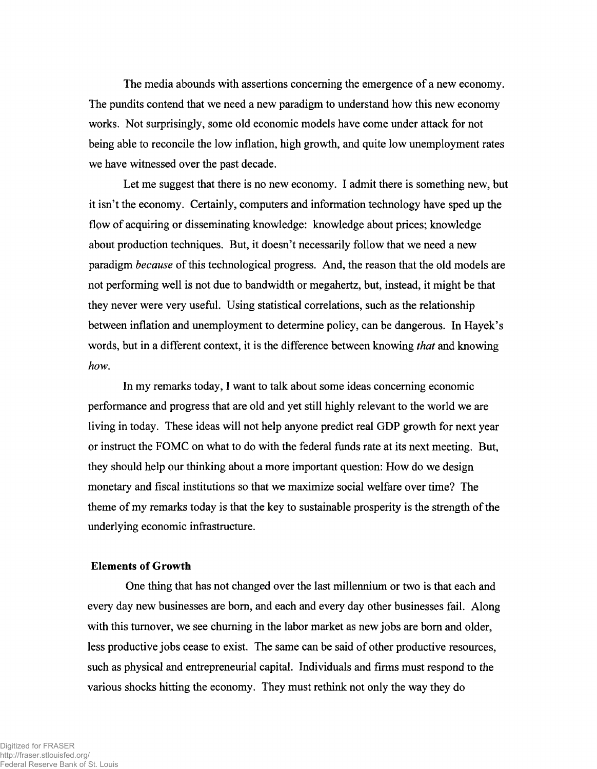The media abounds with assertions concerning the emergence of a new economy. The pundits contend that we need a new paradigm to understand how this new economy works. Not surprisingly, some old economic models have come under attack for not being able to reconcile the low inflation, high growth, and quite low unemployment rates we have witnessed over the past decade.

Let me suggest that there is no new economy. I admit there is something new, but it isn't the economy. Certainly, computers and information technology have sped up the flow of acquiring or disseminating knowledge: knowledge about prices; knowledge about production techniques. But, it doesn't necessarily follow that we need a new paradigm *because* of this technological progress. And, the reason that the old models are not performing well is not due to bandwidth or megahertz, but, instead, it might be that they never were very useful. Using statistical correlations, such as the relationship between inflation and unemployment to determine policy, can be dangerous. In Hayek's words, but in a different context, it is the difference between knowing *that* and knowing *how*.

In my remarks today, I want to talk about some ideas concerning economic performance and progress that are old and yet still highly relevant to the world we are living in today. These ideas will not help anyone predict real GDP growth for next year or instruct the FOMC on what to do with the federal funds rate at its next meeting. But, they should help our thinking about a more important question: How do we design monetary and fiscal institutions so that we maximize social welfare over time? The theme of my remarks today is that the key to sustainable prosperity is the strength of the underlying economic infrastructure.

**Elements of Growth**

One thing that has not changed over the last millennium or two is that each and every day new businesses are born, and each and every day other businesses fail. Along with this turnover, we see churning in the labor market as new jobs are born and older, less productive jobs cease to exist. The same can be said of other productive resources, such as physical and entrepreneurial capital. Individuals and firms must respond to the various shocks hitting the economy. They must rethink not only the way they do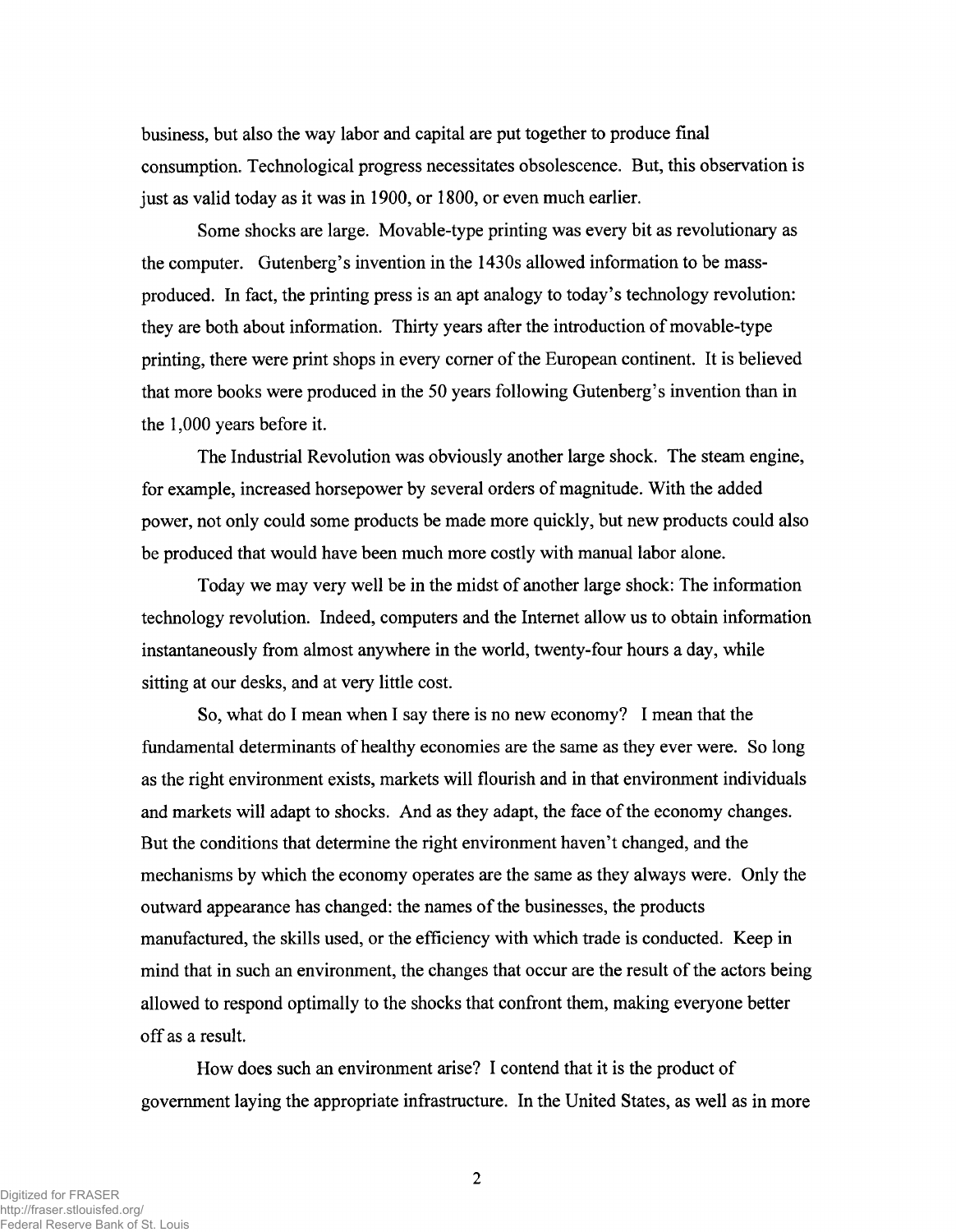business, but also the way labor and capital are put together to produce final consumption. Technological progress necessitates obsolescence. But, this observation is just as valid today as it was in 1900, or 1800, or even much earlier.

Some shocks are large. Movable-type printing was every bit as revolutionary as the computer. Gutenberg's invention in the 1430s allowed information to be mass-produced. In fact, the printing press is an apt analogy to today's technology revolution: they are both about information. Thirty years after the introduction of movable-type printing, there were print shops in every corner of the European continent. It is believed that more books were produced in the 50 years following Gutenberg's invention than in the 1,000 years before it.

The Industrial Revolution was obviously another large shock. The steam engine, for example, increased horsepower by several orders of magnitude. With the added power, not only could some products be made more quickly, but new products could also be produced that would have been much more costly with manual labor alone.

Today we may very well be in the midst of another large shock: The information technology revolution. Indeed, computers and the Internet allow us to obtain information instantaneously from almost anywhere in the world, twenty-four hours a day, while sitting at our desks, and at very little cost.

So, what do I mean when I say there is no new economy? I mean that the fundamental determinants of healthy economies are the same as they ever were. So long as the right environment exists, markets will flourish and in that environment individuals and markets will adapt to shocks. And as they adapt, the face of the economy changes. But the conditions that determine the right environment haven't changed, and the mechanisms by which the economy operates are the same as they always were. Only the outward appearance has changed: the names of the businesses, the products manufactured, the skills used, or the efficiency with which trade is conducted. Keep in mind that in such an environment, the changes that occur are the result of the actors being allowed to respond optimally to the shocks that confront them, making everyone better off as a result.

How does such an environment arise? I contend that it is the product of government laying the appropriate infrastructure. In the United States, as well as in more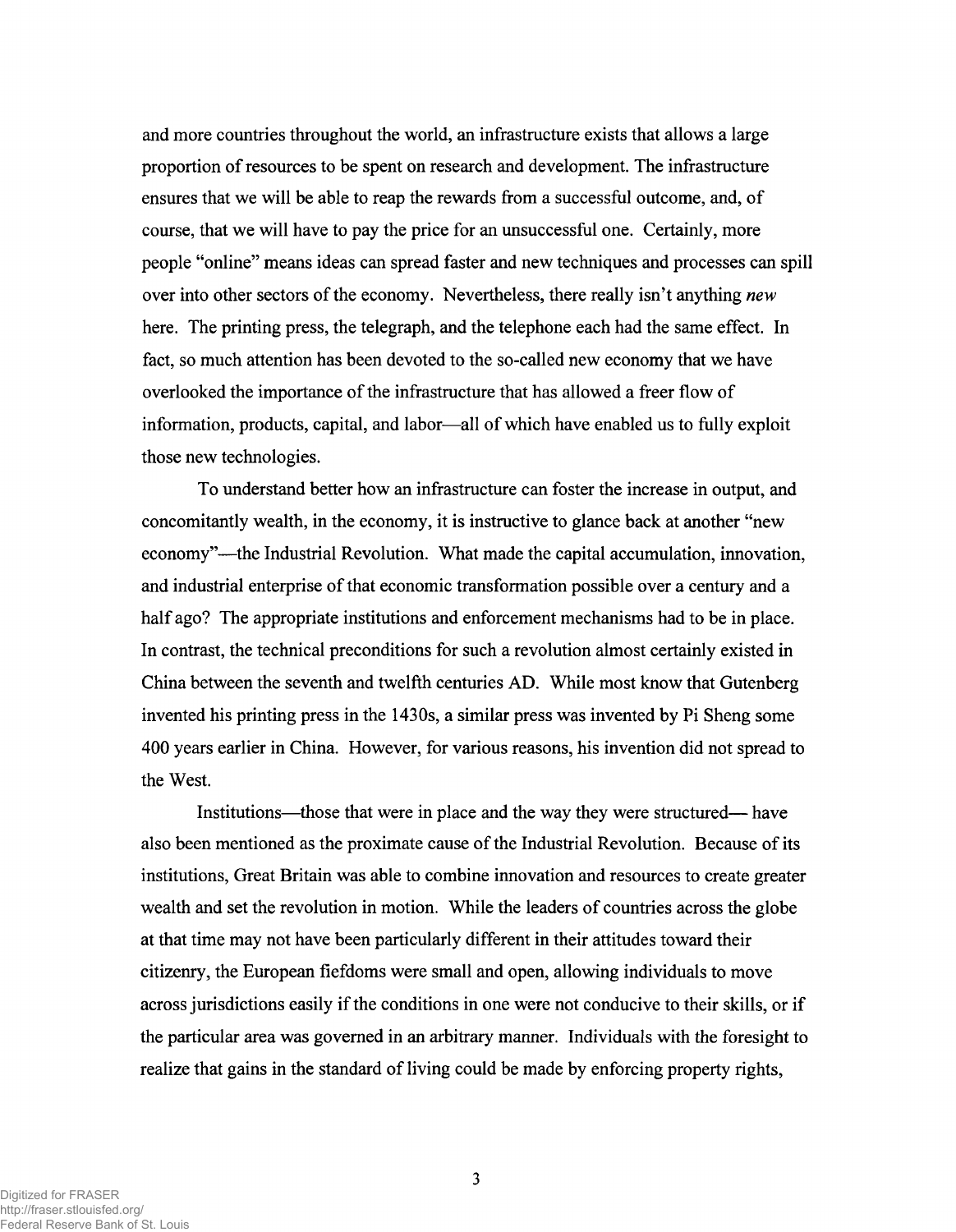and more countries throughout the world, an infrastructure exists that allows a large proportion of resources to be spent on research and development. The infrastructure ensures that we will be able to reap the rewards from a successful outcome, and, of course, that we will have to pay the price for an unsuccessful one. Certainly, more people "online" means ideas can spread faster and new techniques and processes can spill over into other sectors of the economy. Nevertheless, there really isn't anything *new* here. The printing press, the telegraph, and the telephone each had the same effect. In fact, so much attention has been devoted to the so-called new economy that we have overlooked the importance of the infrastructure that has allowed a freer flow of information, products, capital, and labor—all of which have enabled us to fully exploit those new technologies.

To understand better how an infrastructure can foster the increase in output, and concomitantly wealth, in the economy, it is instructive to glance back at another "new economy"—the Industrial Revolution. What made the capital accumulation, innovation, and industrial enterprise of that economic transformation possible over a century and a half ago? The appropriate institutions and enforcement mechanisms had to be in place. In contrast, the technical preconditions for such a revolution almost certainly existed in China between the seventh and twelfth centuries AD. While most know that Gutenberg invented his printing press in the 1430s, a similar press was invented by Pi Sheng some 400 years earlier in China. However, for various reasons, his invention did not spread to the West.

Institutions—those that were in place and the way they were structured— have also been mentioned as the proximate cause of the Industrial Revolution. Because of its institutions, Great Britain was able to combine innovation and resources to create greater wealth and set the revolution in motion. While the leaders of countries across the globe at that time may not have been particularly different in their attitudes toward their citizenry, the European fiefdoms were small and open, allowing individuals to move across jurisdictions easily if the conditions in one were not conducive to their skills, or if the particular area was governed in an arbitrary manner. Individuals with the foresight to realize that gains in the standard of living could be made by enforcing property rights,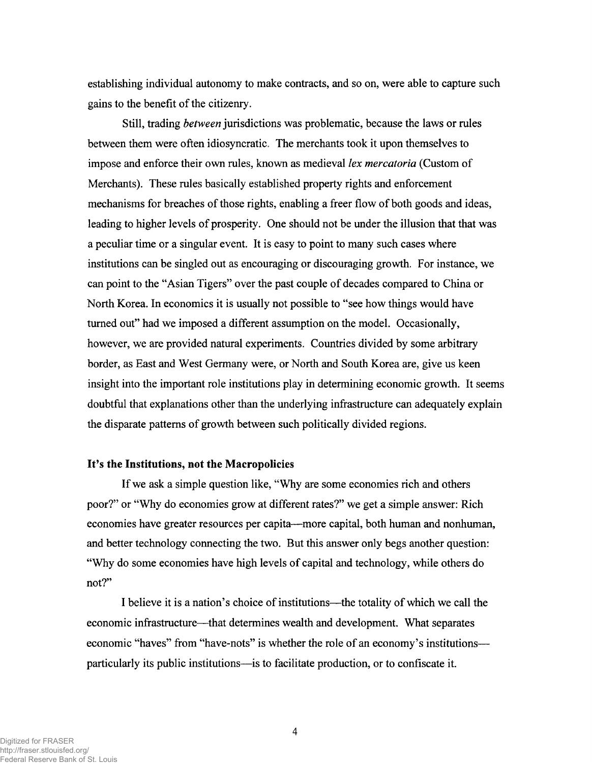establishing individual autonomy to make contracts, and so on, were able to capture such gains to the benefit of the citizenry.

Still, trading *between* jurisdictions was problematic, because the laws or rules between them were often idiosyncratic. The merchants took it upon themselves to impose and enforce their own rules, known as medieval *lex mercatoria* (Custom of Merchants). These rules basically established property rights and enforcement mechanisms for breaches of those rights, enabling a freer flow of both goods and ideas, leading to higher levels of prosperity. One should not be under the illusion that that was a peculiar time or a singular event. It is easy to point to many such cases where institutions can be singled out as encouraging or discouraging growth. For instance, we can point to the "Asian Tigers" over the past couple of decades compared to China or North Korea. In economics it is usually not possible to "see how things would have turned out" had we imposed a different assumption on the model. Occasionally, however, we are provided natural experiments. Countries divided by some arbitrary border, as East and West Germany were, or North and South Korea are, give us keen insight into the important role institutions play in determining economic growth. It seems doubtful that explanations other than the underlying infrastructure can adequately explain the disparate patterns of growth between such politically divided regions.

## It's the Institutions, not the Macropolicies

If we ask a simple question like, "Why are some economies rich and others poor?" or "Why do economies grow at different rates?" we get a simple answer: Rich economies have greater resources per capita—more capital, both human and nonhuman, and better technology connecting the two. But this answer only begs another question: "Why do some economies have high levels of capital and technology, while others do not?"

I believe it is a nation's choice of institutions—the totality of which we call the economic infrastructure—that determines wealth and development. What separates economic "haves" from "have-nots" is whether the role of an economy's institutions—particularly its public institutions—is to facilitate production, or to confiscate it.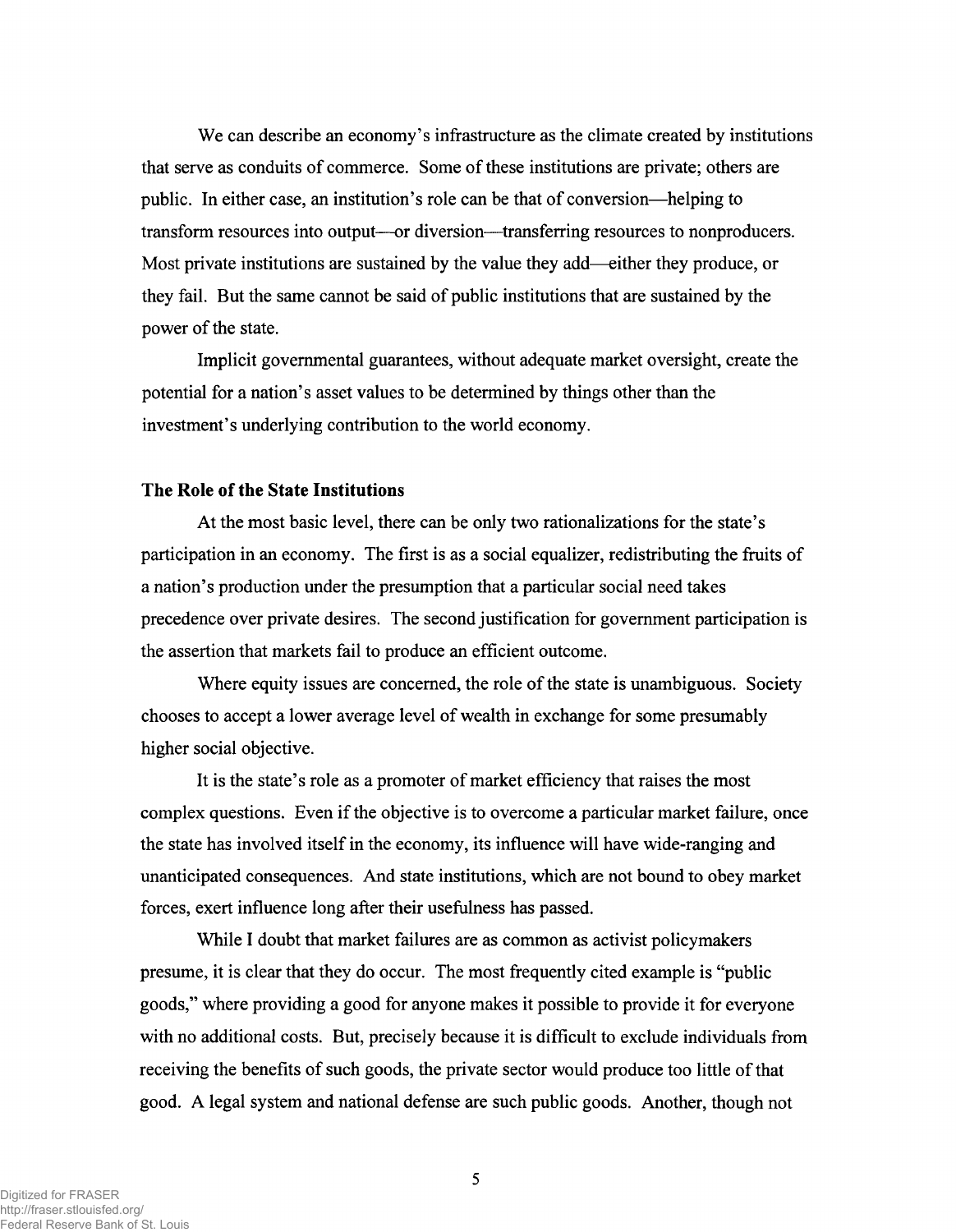We can describe an economy's infrastructure as the climate created by institutions that serve as conduits of commerce. Some of these institutions are private; others are public. In either case, an institution's role can be that of conversion—helping to transform resources into output—or diversion—transferring resources to nonproducers. Most private institutions are sustained by the value they add—either they produce, or they fail. But the same cannot be said of public institutions that are sustained by the power of the state.

Implicit governmental guarantees, without adequate market oversight, create the potential for a nation's asset values to be determined by things other than the investment's underlying contribution to the world economy.

### The Role of the State Institutions

At the most basic level, there can be only two rationalizations for the state's participation in an economy. The first is as a social equalizer, redistributing the fruits of a nation's production under the presumption that a particular social need takes precedence over private desires. The second justification for government participation is the assertion that markets fail to produce an efficient outcome.

Where equity issues are concerned, the role of the state is unambiguous. Society chooses to accept a lower average level of wealth in exchange for some presumably higher social objective.

It is the state's role as a promoter of market efficiency that raises the most complex questions. Even if the objective is to overcome a particular market failure, once the state has involved itself in the economy, its influence will have wide-ranging and unanticipated consequences. And state institutions, which are not bound to obey market forces, exert influence long after their usefulness has passed.

While I doubt that market failures are as common as activist policymakers presume, it is clear that they do occur. The most frequently cited example is "public goods," where providing a good for anyone makes it possible to provide it for everyone with no additional costs. But, precisely because it is difficult to exclude individuals from receiving the benefits of such goods, the private sector would produce too little of that good. A legal system and national defense are such public goods. Another, though not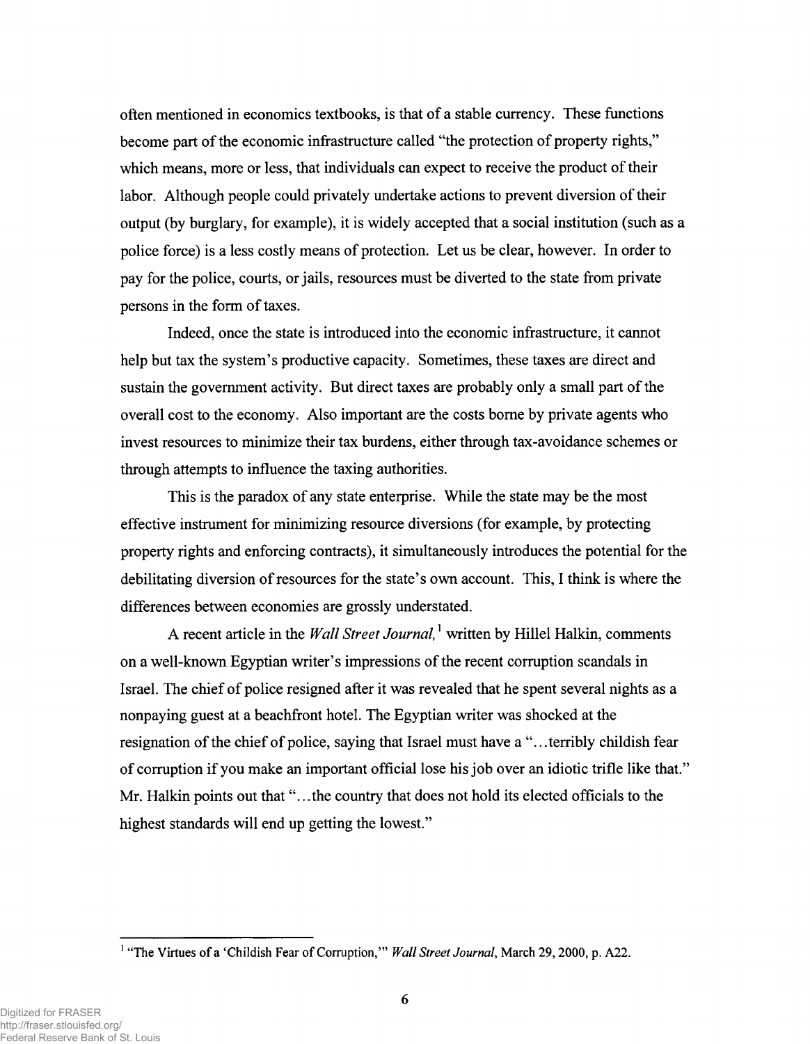often mentioned in economics textbooks, is that of a stable currency. These functions become part of the economic infrastructure called "the protection of property rights," which means, more or less, that individuals can expect to receive the product of their labor. Although people could privately undertake actions to prevent diversion of their output (by burglary, for example), it is widely accepted that a social institution (such as a police force) is a less costly means of protection. Let us be clear, however. In order to pay for the police, courts, or jails, resources must be diverted to the state from private persons in the form of taxes.

Indeed, once the state is introduced into the economic infrastructure, it cannot help but tax the system's productive capacity. Sometimes, these taxes are direct and sustain the government activity. But direct taxes are probably only a small part of the overall cost to the economy. Also important are the costs borne by private agents who invest resources to minimize their tax burdens, either through tax-avoidance schemes or through attempts to influence the taxing authorities.

This is the paradox of any state enterprise. While the state may be the most effective instrument for minimizing resource diversions (for example, by protecting property rights and enforcing contracts), it simultaneously introduces the potential for the debilitating diversion of resources for the state's own account. This, I think is where the differences between economies are grossly understated.

A recent article in the *Wall Street Journal*,[1] written by Hillel Halkin, comments on a well-known Egyptian writer's impressions of the recent corruption scandals in Israel. The chief of police resigned after it was revealed that he spent several nights as a nonpaying guest at a beachfront hotel. The Egyptian writer was shocked at the resignation of the chief of police, saying that Israel must have a "...terribly childish fear of corruption if you make an important official lose his job over an idiotic trifle like that." Mr. Halkin points out that "...the country that does not hold its elected officials to the highest standards will end up getting the lowest."

[1] "The Virtues of a 'Childish Fear of Corruption,'" *Wall Street Journal*, March 29, 2000, p. A22.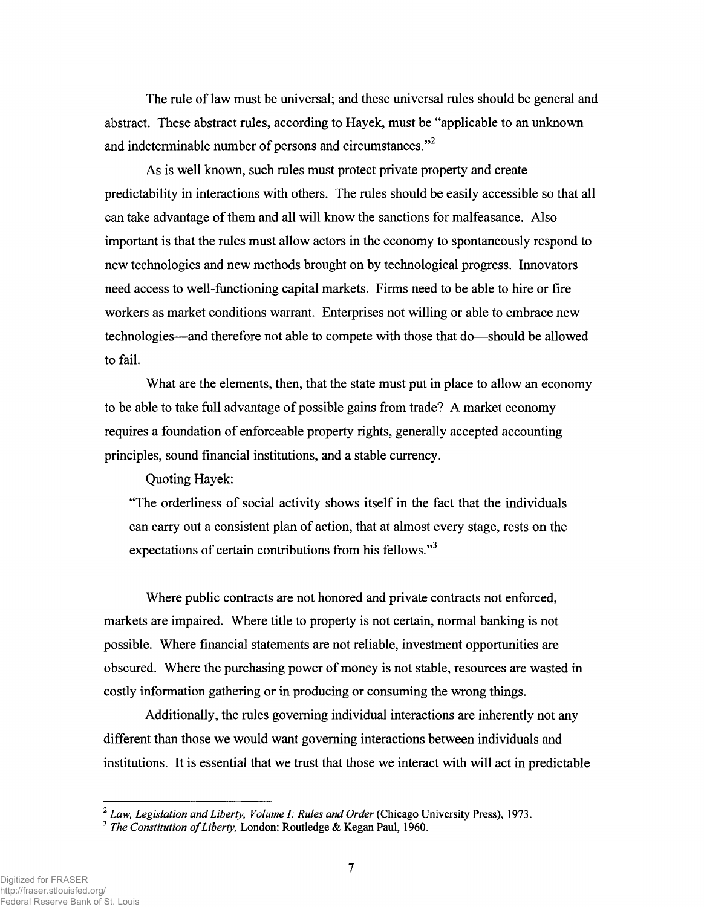The rule of law must be universal; and these universal rules should be general and abstract. These abstract rules, according to Hayek, must be "applicable to an unknown and indeterminable number of persons and circumstances."[2]

As is well known, such rules must protect private property and create predictability in interactions with others. The rules should be easily accessible so that all can take advantage of them and all will know the sanctions for malfeasance. Also important is that the rules must allow actors in the economy to spontaneously respond to new technologies and new methods brought on by technological progress. Innovators need access to well-functioning capital markets. Firms need to be able to hire or fire workers as market conditions warrant. Enterprises not willing or able to embrace new technologies—and therefore not able to compete with those that do—should be allowed to fail.

What are the elements, then, that the state must put in place to allow an economy to be able to take full advantage of possible gains from trade? A market economy requires a foundation of enforceable property rights, generally accepted accounting principles, sound financial institutions, and a stable currency.

Quoting Hayek:

> "The orderliness of social activity shows itself in the fact that the individuals can carry out a consistent plan of action, that at almost every stage, rests on the expectations of certain contributions from his fellows."[3]

Where public contracts are not honored and private contracts not enforced, markets are impaired. Where title to property is not certain, normal banking is not possible. Where financial statements are not reliable, investment opportunities are obscured. Where the purchasing power of money is not stable, resources are wasted in costly information gathering or in producing or consuming the wrong things.

Additionally, the rules governing individual interactions are inherently not any different than those we would want governing interactions between individuals and institutions. It is essential that we trust that those we interact with will act in predictable

---

[2] *Law, Legislation and Liberty, Volume I: Rules and Order* (Chicago University Press), 1973.

[3] *The Constitution of Liberty,* London: Routledge & Kegan Paul, 1960.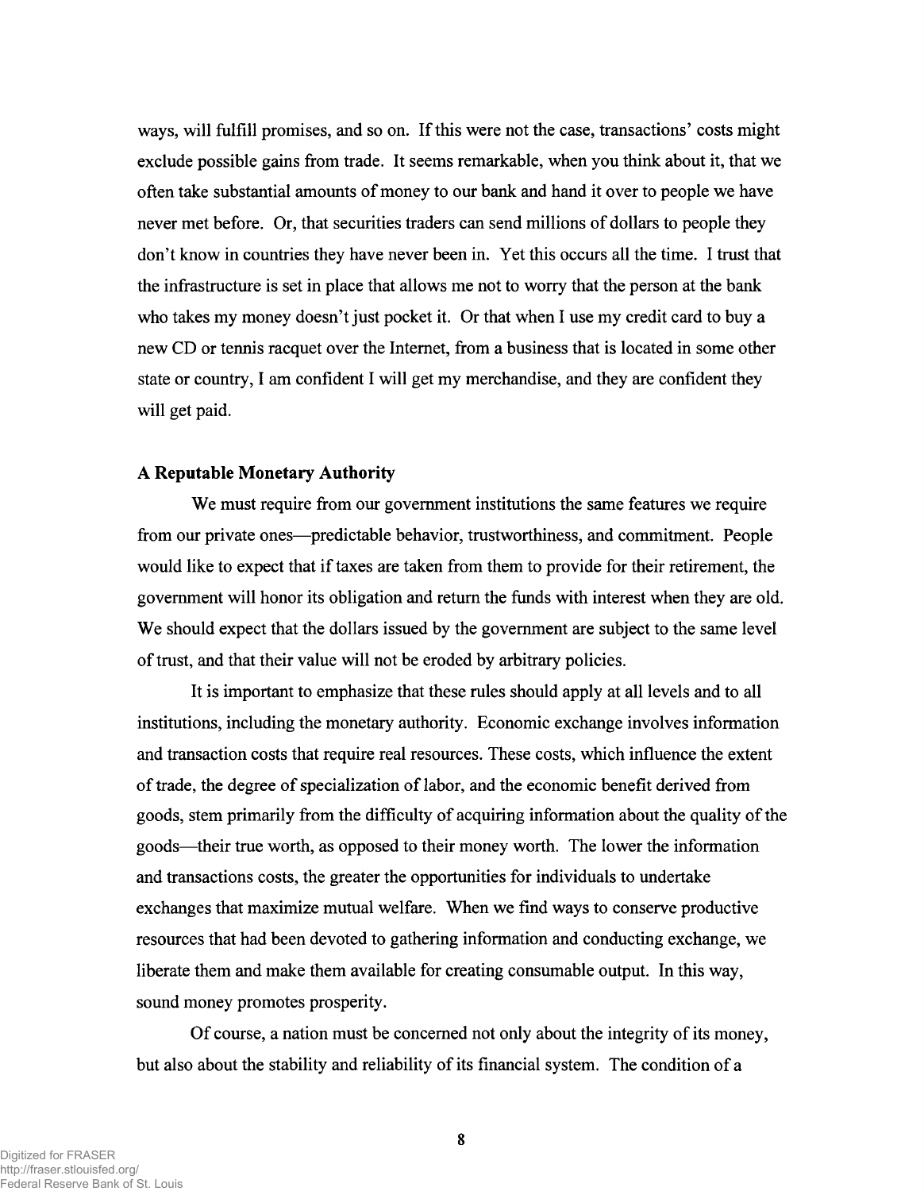ways, will fulfill promises, and so on. If this were not the case, transactions' costs might exclude possible gains from trade. It seems remarkable, when you think about it, that we often take substantial amounts of money to our bank and hand it over to people we have never met before. Or, that securities traders can send millions of dollars to people they don't know in countries they have never been in. Yet this occurs all the time. I trust that the infrastructure is set in place that allows me not to worry that the person at the bank who takes my money doesn't just pocket it. Or that when I use my credit card to buy a new CD or tennis racquet over the Internet, from a business that is located in some other state or country, I am confident I will get my merchandise, and they are confident they will get paid.

**A Reputable Monetary Authority**

We must require from our government institutions the same features we require from our private ones—predictable behavior, trustworthiness, and commitment. People would like to expect that if taxes are taken from them to provide for their retirement, the government will honor its obligation and return the funds with interest when they are old. We should expect that the dollars issued by the government are subject to the same level of trust, and that their value will not be eroded by arbitrary policies.

It is important to emphasize that these rules should apply at all levels and to all institutions, including the monetary authority. Economic exchange involves information and transaction costs that require real resources. These costs, which influence the extent of trade, the degree of specialization of labor, and the economic benefit derived from goods, stem primarily from the difficulty of acquiring information about the quality of the goods—their true worth, as opposed to their money worth. The lower the information and transactions costs, the greater the opportunities for individuals to undertake exchanges that maximize mutual welfare. When we find ways to conserve productive resources that had been devoted to gathering information and conducting exchange, we liberate them and make them available for creating consumable output. In this way, sound money promotes prosperity.

Of course, a nation must be concerned not only about the integrity of its money, but also about the stability and reliability of its financial system. The condition of a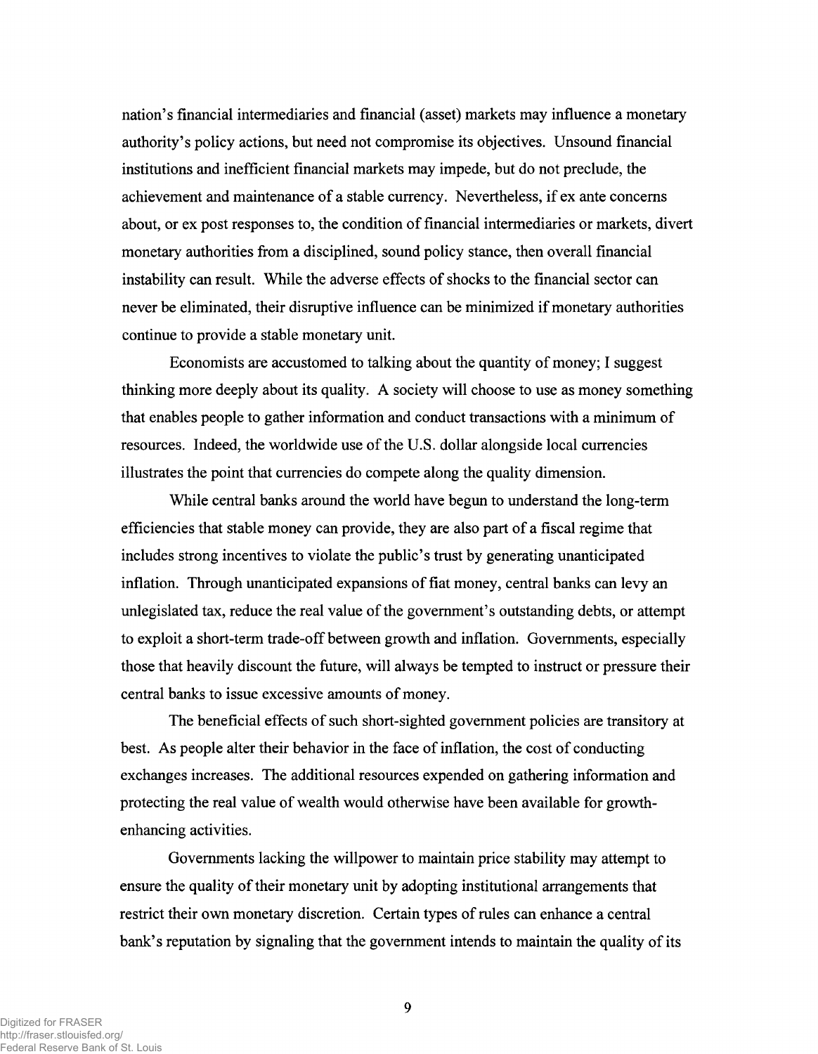nation's financial intermediaries and financial (asset) markets may influence a monetary authority's policy actions, but need not compromise its objectives. Unsound financial institutions and inefficient financial markets may impede, but do not preclude, the achievement and maintenance of a stable currency. Nevertheless, if ex ante concerns about, or ex post responses to, the condition of financial intermediaries or markets, divert monetary authorities from a disciplined, sound policy stance, then overall financial instability can result. While the adverse effects of shocks to the financial sector can never be eliminated, their disruptive influence can be minimized if monetary authorities continue to provide a stable monetary unit.

Economists are accustomed to talking about the quantity of money; I suggest thinking more deeply about its quality. A society will choose to use as money something that enables people to gather information and conduct transactions with a minimum of resources. Indeed, the worldwide use of the U.S. dollar alongside local currencies illustrates the point that currencies do compete along the quality dimension.

While central banks around the world have begun to understand the long-term efficiencies that stable money can provide, they are also part of a fiscal regime that includes strong incentives to violate the public's trust by generating unanticipated inflation. Through unanticipated expansions of fiat money, central banks can levy an unlegislated tax, reduce the real value of the government's outstanding debts, or attempt to exploit a short-term trade-off between growth and inflation. Governments, especially those that heavily discount the future, will always be tempted to instruct or pressure their central banks to issue excessive amounts of money.

The beneficial effects of such short-sighted government policies are transitory at best. As people alter their behavior in the face of inflation, the cost of conducting exchanges increases. The additional resources expended on gathering information and protecting the real value of wealth would otherwise have been available for growth-enhancing activities.

Governments lacking the willpower to maintain price stability may attempt to ensure the quality of their monetary unit by adopting institutional arrangements that restrict their own monetary discretion. Certain types of rules can enhance a central bank's reputation by signaling that the government intends to maintain the quality of its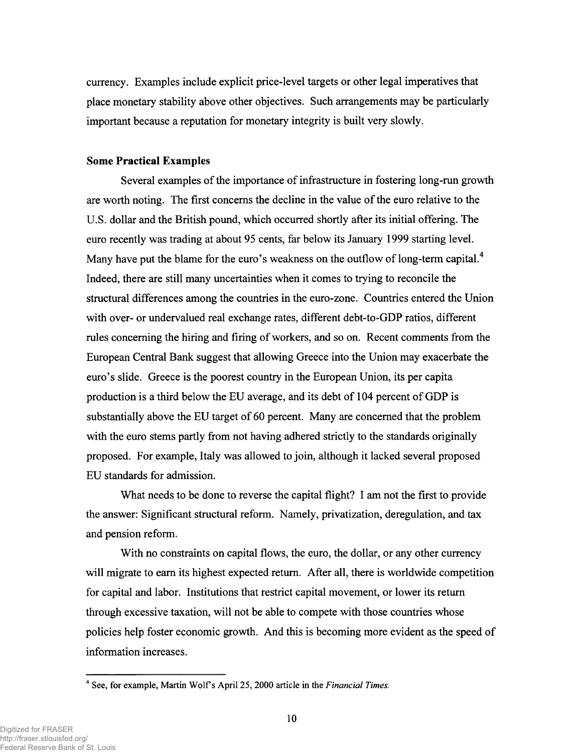currency. Examples include explicit price-level targets or other legal imperatives that place monetary stability above other objectives. Such arrangements may be particularly important because a reputation for monetary integrity is built very slowly.

**Some Practical Examples**

Several examples of the importance of infrastructure in fostering long-run growth are worth noting. The first concerns the decline in the value of the euro relative to the U.S. dollar and the British pound, which occurred shortly after its initial offering. The euro recently was trading at about 95 cents, far below its January 1999 starting level. Many have put the blame for the euro's weakness on the outflow of long-term capital.[4] Indeed, there are still many uncertainties when it comes to trying to reconcile the structural differences among the countries in the euro-zone. Countries entered the Union with over- or undervalued real exchange rates, different debt-to-GDP ratios, different rules concerning the hiring and firing of workers, and so on. Recent comments from the European Central Bank suggest that allowing Greece into the Union may exacerbate the euro's slide. Greece is the poorest country in the European Union, its per capita production is a third below the EU average, and its debt of 104 percent of GDP is substantially above the EU target of 60 percent. Many are concerned that the problem with the euro stems partly from not having adhered strictly to the standards originally proposed. For example, Italy was allowed to join, although it lacked several proposed EU standards for admission.

What needs to be done to reverse the capital flight? I am not the first to provide the answer: Significant structural reform. Namely, privatization, deregulation, and tax and pension reform.

With no constraints on capital flows, the euro, the dollar, or any other currency will migrate to earn its highest expected return. After all, there is worldwide competition for capital and labor. Institutions that restrict capital movement, or lower its return through excessive taxation, will not be able to compete with those countries whose policies help foster economic growth. And this is becoming more evident as the speed of information increases.

---

[4] See, for example, Martin Wolf's April 25, 2000 article in the *Financial Times*.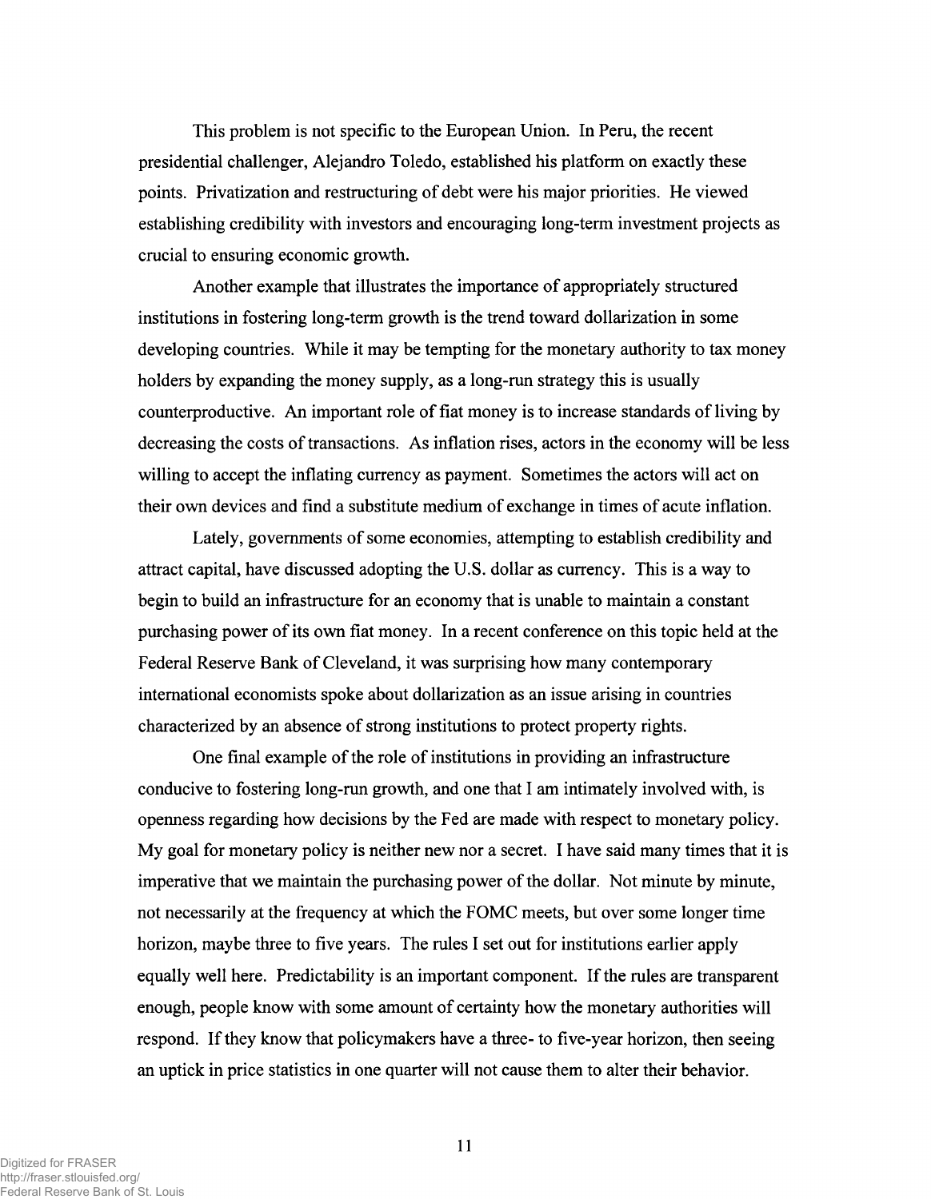This problem is not specific to the European Union. In Peru, the recent presidential challenger, Alejandro Toledo, established his platform on exactly these points. Privatization and restructuring of debt were his major priorities. He viewed establishing credibility with investors and encouraging long-term investment projects as crucial to ensuring economic growth.

Another example that illustrates the importance of appropriately structured institutions in fostering long-term growth is the trend toward dollarization in some developing countries. While it may be tempting for the monetary authority to tax money holders by expanding the money supply, as a long-run strategy this is usually counterproductive. An important role of fiat money is to increase standards of living by decreasing the costs of transactions. As inflation rises, actors in the economy will be less willing to accept the inflating currency as payment. Sometimes the actors will act on their own devices and find a substitute medium of exchange in times of acute inflation.

Lately, governments of some economies, attempting to establish credibility and attract capital, have discussed adopting the U.S. dollar as currency. This is a way to begin to build an infrastructure for an economy that is unable to maintain a constant purchasing power of its own fiat money. In a recent conference on this topic held at the Federal Reserve Bank of Cleveland, it was surprising how many contemporary international economists spoke about dollarization as an issue arising in countries characterized by an absence of strong institutions to protect property rights.

One final example of the role of institutions in providing an infrastructure conducive to fostering long-run growth, and one that I am intimately involved with, is openness regarding how decisions by the Fed are made with respect to monetary policy. My goal for monetary policy is neither new nor a secret. I have said many times that it is imperative that we maintain the purchasing power of the dollar. Not minute by minute, not necessarily at the frequency at which the FOMC meets, but over some longer time horizon, maybe three to five years. The rules I set out for institutions earlier apply equally well here. Predictability is an important component. If the rules are transparent enough, people know with some amount of certainty how the monetary authorities will respond. If they know that policymakers have a three- to five-year horizon, then seeing an uptick in price statistics in one quarter will not cause them to alter their behavior.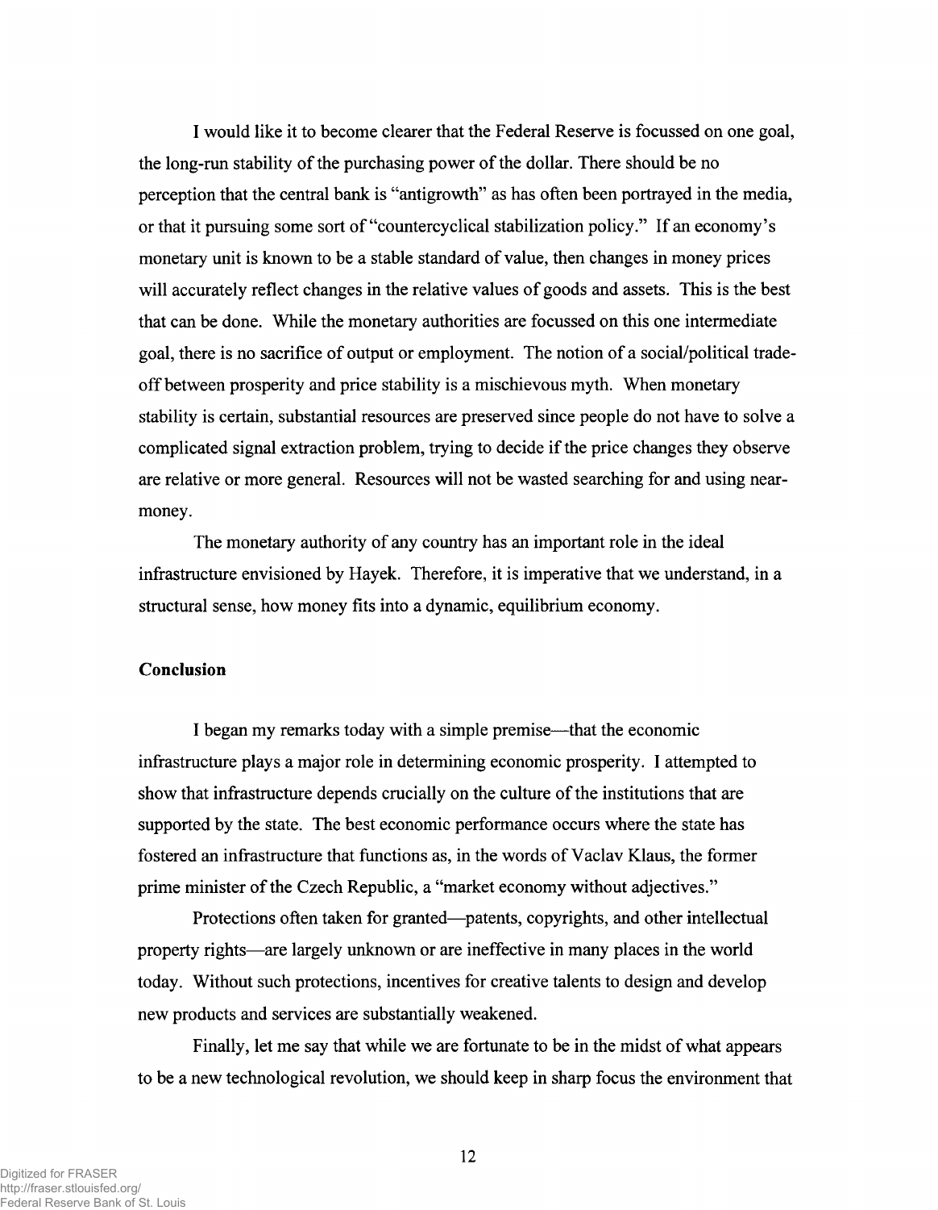I would like it to become clearer that the Federal Reserve is focussed on one goal, the long-run stability of the purchasing power of the dollar. There should be no perception that the central bank is "antigrowth" as has often been portrayed in the media, or that it pursuing some sort of "countercyclical stabilization policy." If an economy's monetary unit is known to be a stable standard of value, then changes in money prices will accurately reflect changes in the relative values of goods and assets. This is the best that can be done. While the monetary authorities are focussed on this one intermediate goal, there is no sacrifice of output or employment. The notion of a social/political trade-off between prosperity and price stability is a mischievous myth. When monetary stability is certain, substantial resources are preserved since people do not have to solve a complicated signal extraction problem, trying to decide if the price changes they observe are relative or more general. Resources will not be wasted searching for and using near-money.

The monetary authority of any country has an important role in the ideal infrastructure envisioned by Hayek. Therefore, it is imperative that we understand, in a structural sense, how money fits into a dynamic, equilibrium economy.

## Conclusion

I began my remarks today with a simple premise—that the economic infrastructure plays a major role in determining economic prosperity. I attempted to show that infrastructure depends crucially on the culture of the institutions that are supported by the state. The best economic performance occurs where the state has fostered an infrastructure that functions as, in the words of Vaclav Klaus, the former prime minister of the Czech Republic, a "market economy without adjectives."

Protections often taken for granted—patents, copyrights, and other intellectual property rights—are largely unknown or are ineffective in many places in the world today. Without such protections, incentives for creative talents to design and develop new products and services are substantially weakened.

Finally, let me say that while we are fortunate to be in the midst of what appears to be a new technological revolution, we should keep in sharp focus the environment that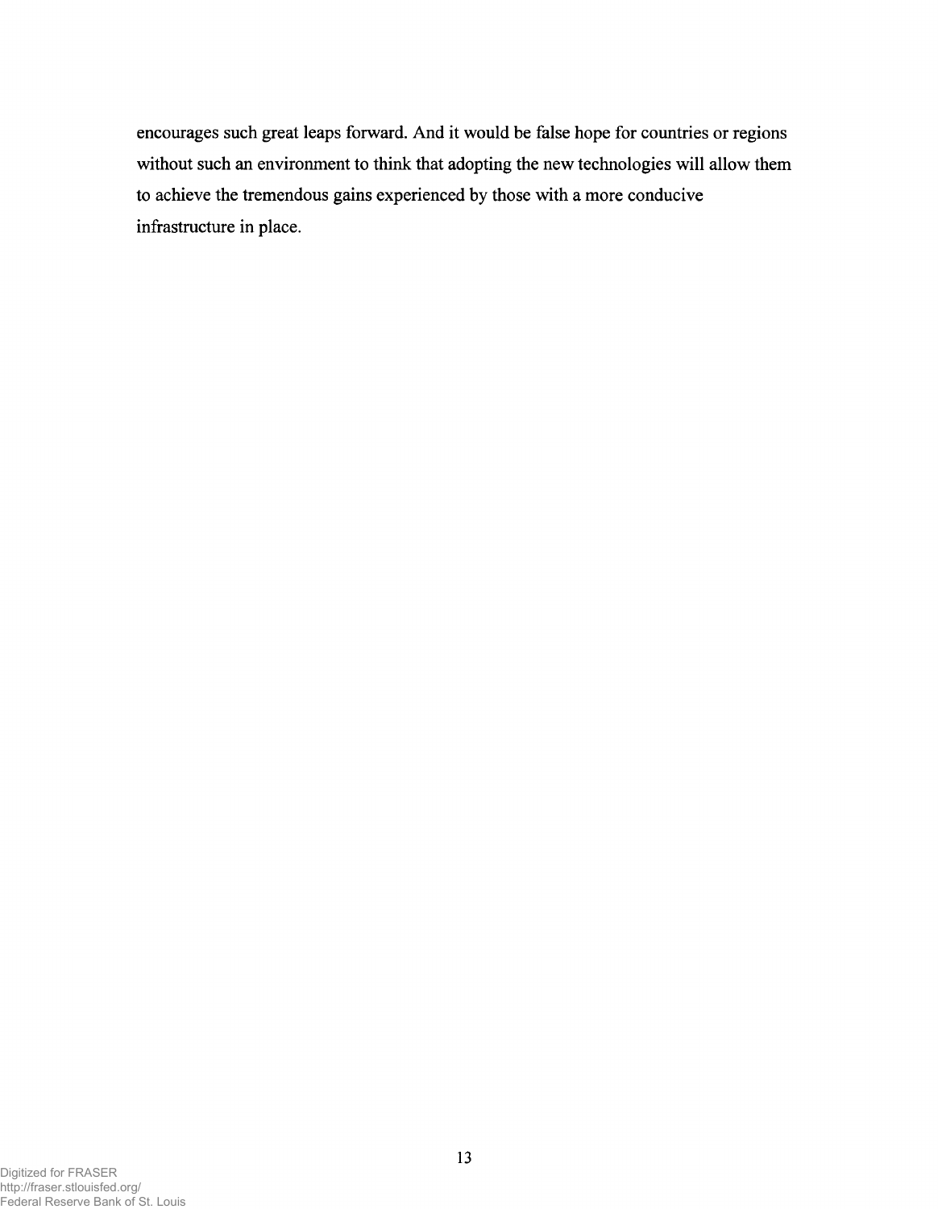encourages such great leaps forward. And it would be false hope for countries or regions without such an environment to think that adopting the new technologies will allow them to achieve the tremendous gains experienced by those with a more conducive infrastructure in place.